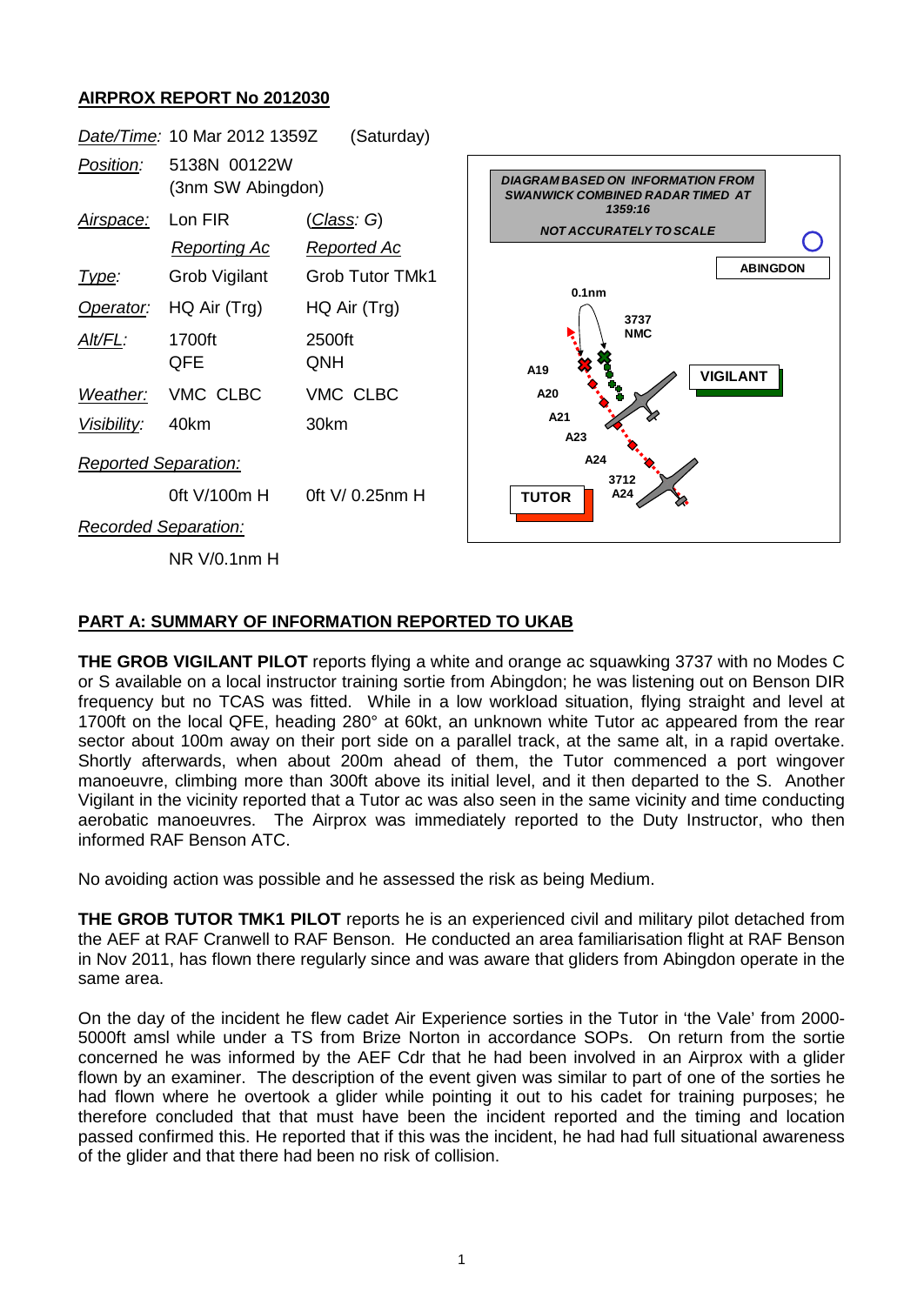## AIRPROX REPORT No 2012030

| | | |
|---|---|---|
| *Date/Time:* | 10 Mar 2012 1359Z | (Saturday) |
| *Position:* | 5138N 00122W (3nm SW Abingdon) | |
| *Airspace:* | Lon FIR | (*Class: G*) |
| | *Reporting Ac* | *Reported Ac* |
| *Type:* | Grob Vigilant | Grob Tutor TMk1 |
| *Operator:* | HQ Air (Trg) | HQ Air (Trg) |
| *Alt/FL:* | 1700ft QFE | 2500ft QNH |
| *Weather:* | VMC CLBC | VMC CLBC |
| *Visibility:* | 40km | 30km |
| *Reported Separation:* | | |
| | 0ft V/100m H | 0ft V/ 0.25nm H |
| *Recorded Separation:* | | |
| | NR V/0.1nm H | |

DIAGRAM BASED ON INFORMATION FROM SWANWICK COMBINED RADAR TIMED AT 1359:16

NOT ACCURATELY TO SCALE

## PART A: SUMMARY OF INFORMATION REPORTED TO UKAB

**THE GROB VIGILANT PILOT** reports flying a white and orange ac squawking 3737 with no Modes C or S available on a local instructor training sortie from Abingdon; he was listening out on Benson DIR frequency but no TCAS was fitted. While in a low workload situation, flying straight and level at 1700ft on the local QFE, heading 280° at 60kt, an unknown white Tutor ac appeared from the rear sector about 100m away on their port side on a parallel track, at the same alt, in a rapid overtake. Shortly afterwards, when about 200m ahead of them, the Tutor commenced a port wingover manoeuvre, climbing more than 300ft above its initial level, and it then departed to the S. Another Vigilant in the vicinity reported that a Tutor ac was also seen in the same vicinity and time conducting aerobatic manoeuvres. The Airprox was immediately reported to the Duty Instructor, who then informed RAF Benson ATC.

No avoiding action was possible and he assessed the risk as being Medium.

**THE GROB TUTOR TMK1 PILOT** reports he is an experienced civil and military pilot detached from the AEF at RAF Cranwell to RAF Benson. He conducted an area familiarisation flight at RAF Benson in Nov 2011, has flown there regularly since and was aware that gliders from Abingdon operate in the same area.

On the day of the incident he flew cadet Air Experience sorties in the Tutor in 'the Vale' from 2000-5000ft amsl while under a TS from Brize Norton in accordance SOPs. On return from the sortie concerned he was informed by the AEF Cdr that he had been involved in an Airprox with a glider flown by an examiner. The description of the event given was similar to part of one of the sorties he had flown where he overtook a glider while pointing it out to his cadet for training purposes; he therefore concluded that that must have been the incident reported and the timing and location passed confirmed this. He reported that if this was the incident, he had had full situational awareness of the glider and that there had been no risk of collision.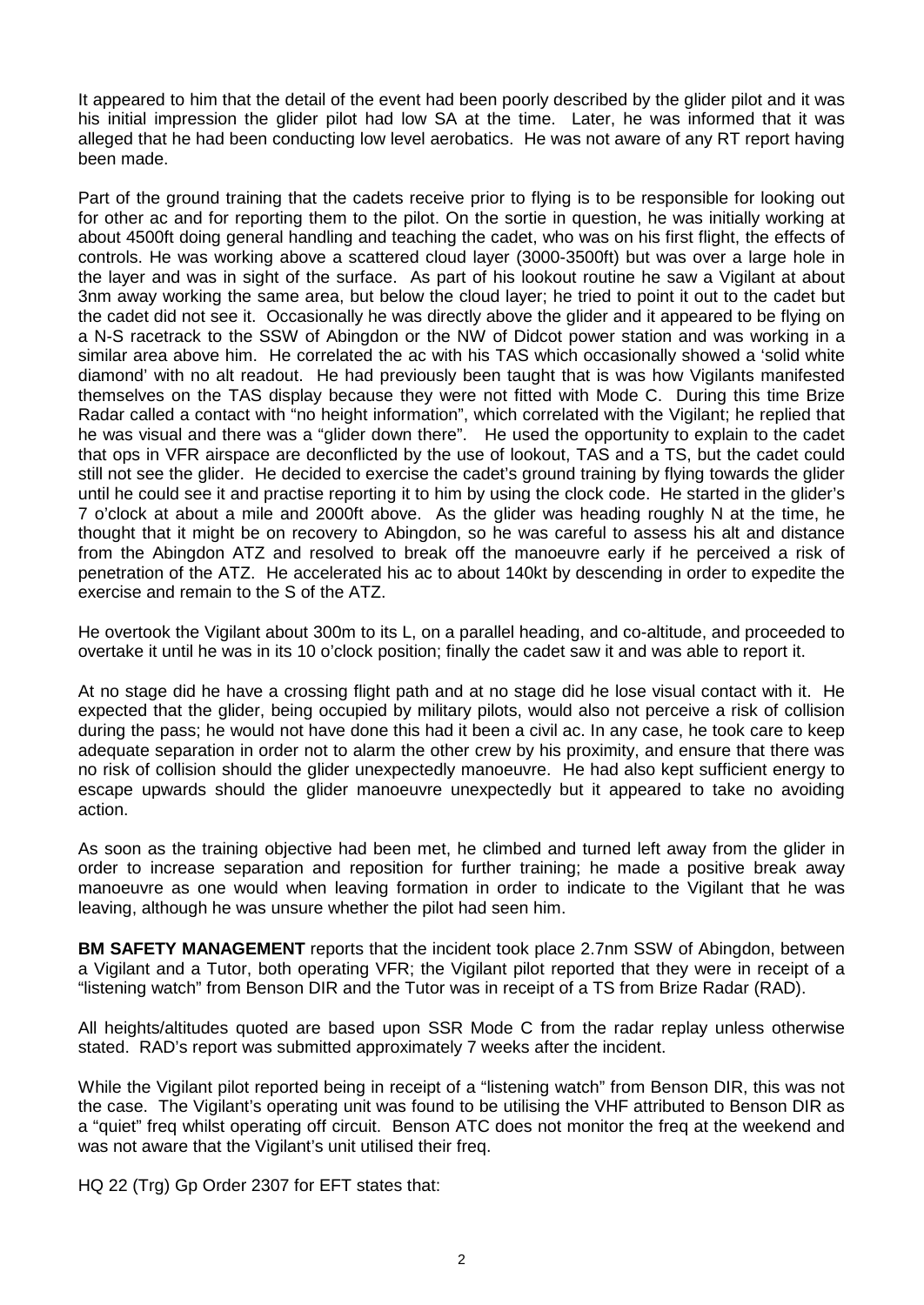It appeared to him that the detail of the event had been poorly described by the glider pilot and it was his initial impression the glider pilot had low SA at the time. Later, he was informed that it was alleged that he had been conducting low level aerobatics. He was not aware of any RT report having been made.

Part of the ground training that the cadets receive prior to flying is to be responsible for looking out for other ac and for reporting them to the pilot. On the sortie in question, he was initially working at about 4500ft doing general handling and teaching the cadet, who was on his first flight, the effects of controls. He was working above a scattered cloud layer (3000-3500ft) but was over a large hole in the layer and was in sight of the surface. As part of his lookout routine he saw a Vigilant at about 3nm away working the same area, but below the cloud layer; he tried to point it out to the cadet but the cadet did not see it. Occasionally he was directly above the glider and it appeared to be flying on a N-S racetrack to the SSW of Abingdon or the NW of Didcot power station and was working in a similar area above him. He correlated the ac with his TAS which occasionally showed a 'solid white diamond' with no alt readout. He had previously been taught that is was how Vigilants manifested themselves on the TAS display because they were not fitted with Mode C. During this time Brize Radar called a contact with "no height information", which correlated with the Vigilant; he replied that he was visual and there was a "glider down there". He used the opportunity to explain to the cadet that ops in VFR airspace are deconflicted by the use of lookout, TAS and a TS, but the cadet could still not see the glider. He decided to exercise the cadet's ground training by flying towards the glider until he could see it and practise reporting it to him by using the clock code. He started in the glider's 7 o'clock at about a mile and 2000ft above. As the glider was heading roughly N at the time, he thought that it might be on recovery to Abingdon, so he was careful to assess his alt and distance from the Abingdon ATZ and resolved to break off the manoeuvre early if he perceived a risk of penetration of the ATZ. He accelerated his ac to about 140kt by descending in order to expedite the exercise and remain to the S of the ATZ.

He overtook the Vigilant about 300m to its L, on a parallel heading, and co-altitude, and proceeded to overtake it until he was in its 10 o'clock position; finally the cadet saw it and was able to report it.

At no stage did he have a crossing flight path and at no stage did he lose visual contact with it. He expected that the glider, being occupied by military pilots, would also not perceive a risk of collision during the pass; he would not have done this had it been a civil ac. In any case, he took care to keep adequate separation in order not to alarm the other crew by his proximity, and ensure that there was no risk of collision should the glider unexpectedly manoeuvre. He had also kept sufficient energy to escape upwards should the glider manoeuvre unexpectedly but it appeared to take no avoiding action.

As soon as the training objective had been met, he climbed and turned left away from the glider in order to increase separation and reposition for further training; he made a positive break away manoeuvre as one would when leaving formation in order to indicate to the Vigilant that he was leaving, although he was unsure whether the pilot had seen him.

**BM SAFETY MANAGEMENT** reports that the incident took place 2.7nm SSW of Abingdon, between a Vigilant and a Tutor, both operating VFR; the Vigilant pilot reported that they were in receipt of a "listening watch" from Benson DIR and the Tutor was in receipt of a TS from Brize Radar (RAD).

All heights/altitudes quoted are based upon SSR Mode C from the radar replay unless otherwise stated. RAD's report was submitted approximately 7 weeks after the incident.

While the Vigilant pilot reported being in receipt of a "listening watch" from Benson DIR, this was not the case. The Vigilant's operating unit was found to be utilising the VHF attributed to Benson DIR as a "quiet" freq whilst operating off circuit. Benson ATC does not monitor the freq at the weekend and was not aware that the Vigilant's unit utilised their freq.

HQ 22 (Trg) Gp Order 2307 for EFT states that: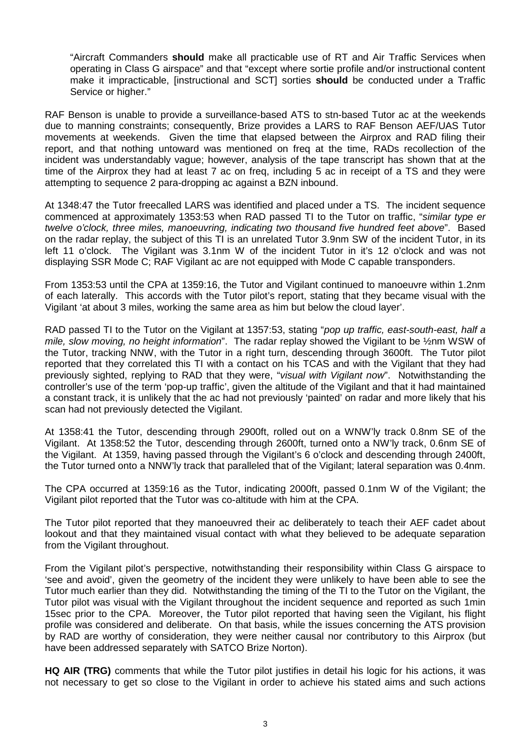"Aircraft Commanders **should** make all practicable use of RT and Air Traffic Services when operating in Class G airspace" and that "except where sortie profile and/or instructional content make it impracticable, [instructional and SCT] sorties **should** be conducted under a Traffic Service or higher."

RAF Benson is unable to provide a surveillance-based ATS to stn-based Tutor ac at the weekends due to manning constraints; consequently, Brize provides a LARS to RAF Benson AEF/UAS Tutor movements at weekends. Given the time that elapsed between the Airprox and RAD filing their report, and that nothing untoward was mentioned on freq at the time, RADs recollection of the incident was understandably vague; however, analysis of the tape transcript has shown that at the time of the Airprox they had at least 7 ac on freq, including 5 ac in receipt of a TS and they were attempting to sequence 2 para-dropping ac against a BZN inbound.

At 1348:47 the Tutor freecalled LARS was identified and placed under a TS. The incident sequence commenced at approximately 1353:53 when RAD passed TI to the Tutor on traffic, "*similar type er twelve o'clock, three miles, manoeuvring, indicating two thousand five hundred feet above*". Based on the radar replay, the subject of this TI is an unrelated Tutor 3.9nm SW of the incident Tutor, in its left 11 o'clock. The Vigilant was 3.1nm W of the incident Tutor in it's 12 o'clock and was not displaying SSR Mode C; RAF Vigilant ac are not equipped with Mode C capable transponders.

From 1353:53 until the CPA at 1359:16, the Tutor and Vigilant continued to manoeuvre within 1.2nm of each laterally. This accords with the Tutor pilot's report, stating that they became visual with the Vigilant 'at about 3 miles, working the same area as him but below the cloud layer'.

RAD passed TI to the Tutor on the Vigilant at 1357:53, stating "*pop up traffic, east-south-east, half a mile, slow moving, no height information*". The radar replay showed the Vigilant to be ½nm WSW of the Tutor, tracking NNW, with the Tutor in a right turn, descending through 3600ft. The Tutor pilot reported that they correlated this TI with a contact on his TCAS and with the Vigilant that they had previously sighted, replying to RAD that they were, "*visual with Vigilant now*". Notwithstanding the controller's use of the term 'pop-up traffic', given the altitude of the Vigilant and that it had maintained a constant track, it is unlikely that the ac had not previously 'painted' on radar and more likely that his scan had not previously detected the Vigilant.

At 1358:41 the Tutor, descending through 2900ft, rolled out on a WNW'ly track 0.8nm SE of the Vigilant. At 1358:52 the Tutor, descending through 2600ft, turned onto a NW'ly track, 0.6nm SE of the Vigilant. At 1359, having passed through the Vigilant's 6 o'clock and descending through 2400ft, the Tutor turned onto a NNW'ly track that paralleled that of the Vigilant; lateral separation was 0.4nm.

The CPA occurred at 1359:16 as the Tutor, indicating 2000ft, passed 0.1nm W of the Vigilant; the Vigilant pilot reported that the Tutor was co-altitude with him at the CPA.

The Tutor pilot reported that they manoeuvred their ac deliberately to teach their AEF cadet about lookout and that they maintained visual contact with what they believed to be adequate separation from the Vigilant throughout.

From the Vigilant pilot's perspective, notwithstanding their responsibility within Class G airspace to 'see and avoid', given the geometry of the incident they were unlikely to have been able to see the Tutor much earlier than they did. Notwithstanding the timing of the TI to the Tutor on the Vigilant, the Tutor pilot was visual with the Vigilant throughout the incident sequence and reported as such 1min 15sec prior to the CPA. Moreover, the Tutor pilot reported that having seen the Vigilant, his flight profile was considered and deliberate. On that basis, while the issues concerning the ATS provision by RAD are worthy of consideration, they were neither causal nor contributory to this Airprox (but have been addressed separately with SATCO Brize Norton).

**HQ AIR (TRG)** comments that while the Tutor pilot justifies in detail his logic for his actions, it was not necessary to get so close to the Vigilant in order to achieve his stated aims and such actions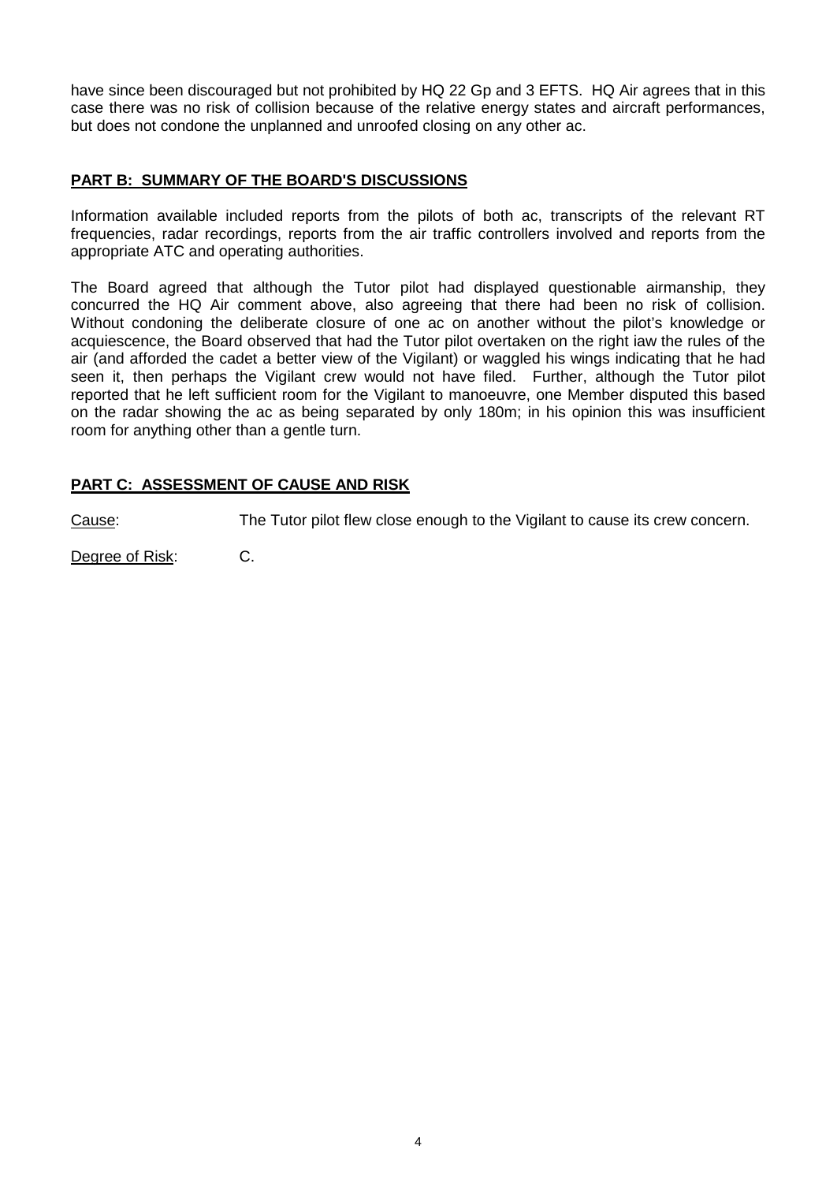have since been discouraged but not prohibited by HQ 22 Gp and 3 EFTS. HQ Air agrees that in this case there was no risk of collision because of the relative energy states and aircraft performances, but does not condone the unplanned and unroofed closing on any other ac.

## PART B: SUMMARY OF THE BOARD'S DISCUSSIONS

Information available included reports from the pilots of both ac, transcripts of the relevant RT frequencies, radar recordings, reports from the air traffic controllers involved and reports from the appropriate ATC and operating authorities.

The Board agreed that although the Tutor pilot had displayed questionable airmanship, they concurred the HQ Air comment above, also agreeing that there had been no risk of collision. Without condoning the deliberate closure of one ac on another without the pilot's knowledge or acquiescence, the Board observed that had the Tutor pilot overtaken on the right iaw the rules of the air (and afforded the cadet a better view of the Vigilant) or waggled his wings indicating that he had seen it, then perhaps the Vigilant crew would not have filed. Further, although the Tutor pilot reported that he left sufficient room for the Vigilant to manoeuvre, one Member disputed this based on the radar showing the ac as being separated by only 180m; in his opinion this was insufficient room for anything other than a gentle turn.

## PART C: ASSESSMENT OF CAUSE AND RISK

Cause: The Tutor pilot flew close enough to the Vigilant to cause its crew concern.

Degree of Risk: C.